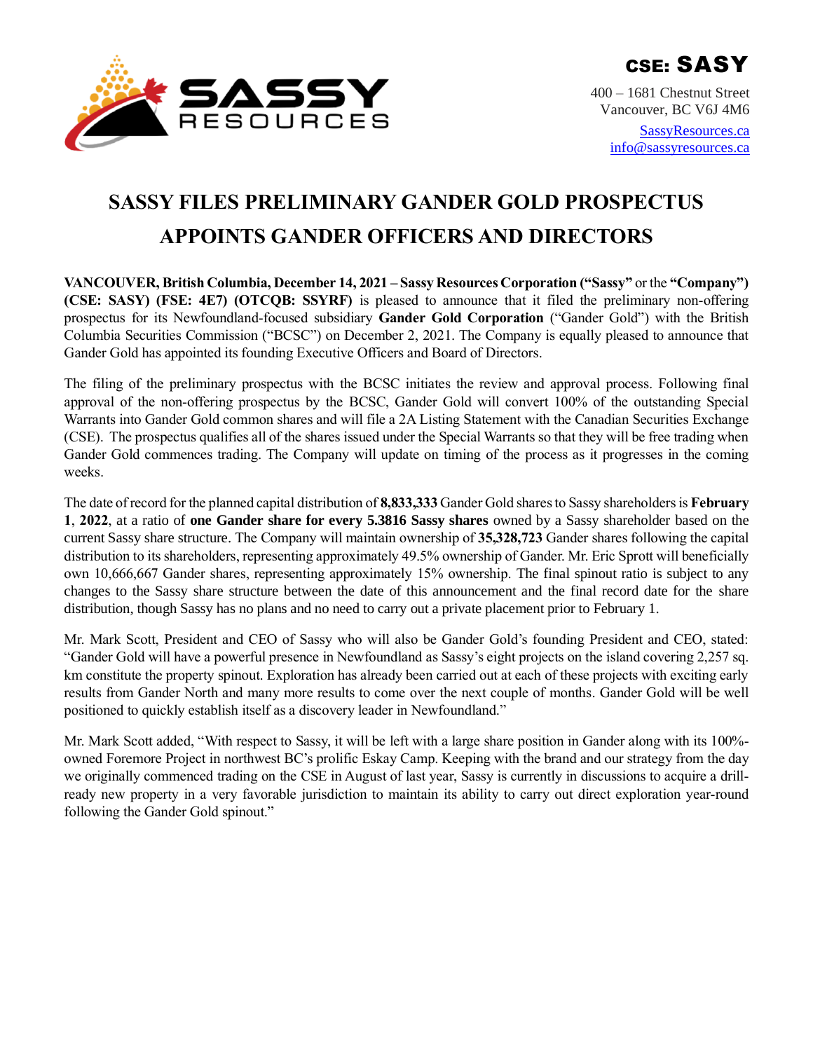**CSE: SASY**

400 – 1681 Chestnut Street
Vancouver, BC V6J 4M6

SassyResources.ca
info@sassyresources.ca

# SASSY FILES PRELIMINARY GANDER GOLD PROSPECTUS APPOINTS GANDER OFFICERS AND DIRECTORS

**VANCOUVER, British Columbia, December 14, 2021 – Sassy Resources Corporation ("Sassy"** or the **"Company") (CSE: SASY) (FSE: 4E7) (OTCQB: SSYRF)** is pleased to announce that it filed the preliminary non-offering prospectus for its Newfoundland-focused subsidiary **Gander Gold Corporation** ("Gander Gold") with the British Columbia Securities Commission ("BCSC") on December 2, 2021. The Company is equally pleased to announce that Gander Gold has appointed its founding Executive Officers and Board of Directors.

The filing of the preliminary prospectus with the BCSC initiates the review and approval process. Following final approval of the non-offering prospectus by the BCSC, Gander Gold will convert 100% of the outstanding Special Warrants into Gander Gold common shares and will file a 2A Listing Statement with the Canadian Securities Exchange (CSE). The prospectus qualifies all of the shares issued under the Special Warrants so that they will be free trading when Gander Gold commences trading. The Company will update on timing of the process as it progresses in the coming weeks.

The date of record for the planned capital distribution of **8,833,333** Gander Gold shares to Sassy shareholders is **February 1**, **2022**, at a ratio of **one Gander share for every 5.3816 Sassy shares** owned by a Sassy shareholder based on the current Sassy share structure. The Company will maintain ownership of **35,328,723** Gander shares following the capital distribution to its shareholders, representing approximately 49.5% ownership of Gander. Mr. Eric Sprott will beneficially own 10,666,667 Gander shares, representing approximately 15% ownership. The final spinout ratio is subject to any changes to the Sassy share structure between the date of this announcement and the final record date for the share distribution, though Sassy has no plans and no need to carry out a private placement prior to February 1.

Mr. Mark Scott, President and CEO of Sassy who will also be Gander Gold's founding President and CEO, stated: "Gander Gold will have a powerful presence in Newfoundland as Sassy's eight projects on the island covering 2,257 sq. km constitute the property spinout. Exploration has already been carried out at each of these projects with exciting early results from Gander North and many more results to come over the next couple of months. Gander Gold will be well positioned to quickly establish itself as a discovery leader in Newfoundland."

Mr. Mark Scott added, "With respect to Sassy, it will be left with a large share position in Gander along with its 100%-owned Foremore Project in northwest BC's prolific Eskay Camp. Keeping with the brand and our strategy from the day we originally commenced trading on the CSE in August of last year, Sassy is currently in discussions to acquire a drill-ready new property in a very favorable jurisdiction to maintain its ability to carry out direct exploration year-round following the Gander Gold spinout."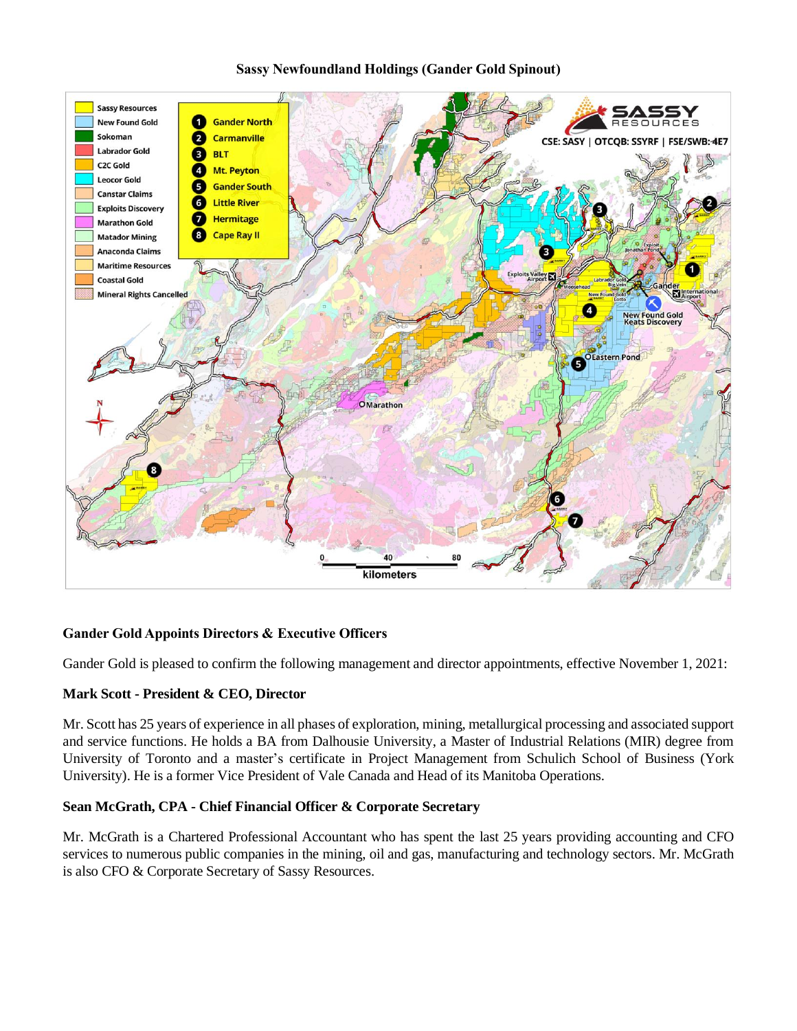**Sassy Newfoundland Holdings (Gander Gold Spinout)**

## Gander Gold Appoints Directors & Executive Officers

Gander Gold is pleased to confirm the following management and director appointments, effective November 1, 2021:

### Mark Scott - President & CEO, Director

Mr. Scott has 25 years of experience in all phases of exploration, mining, metallurgical processing and associated support and service functions. He holds a BA from Dalhousie University, a Master of Industrial Relations (MIR) degree from University of Toronto and a master's certificate in Project Management from Schulich School of Business (York University). He is a former Vice President of Vale Canada and Head of its Manitoba Operations.

### Sean McGrath, CPA - Chief Financial Officer & Corporate Secretary

Mr. McGrath is a Chartered Professional Accountant who has spent the last 25 years providing accounting and CFO services to numerous public companies in the mining, oil and gas, manufacturing and technology sectors. Mr. McGrath is also CFO & Corporate Secretary of Sassy Resources.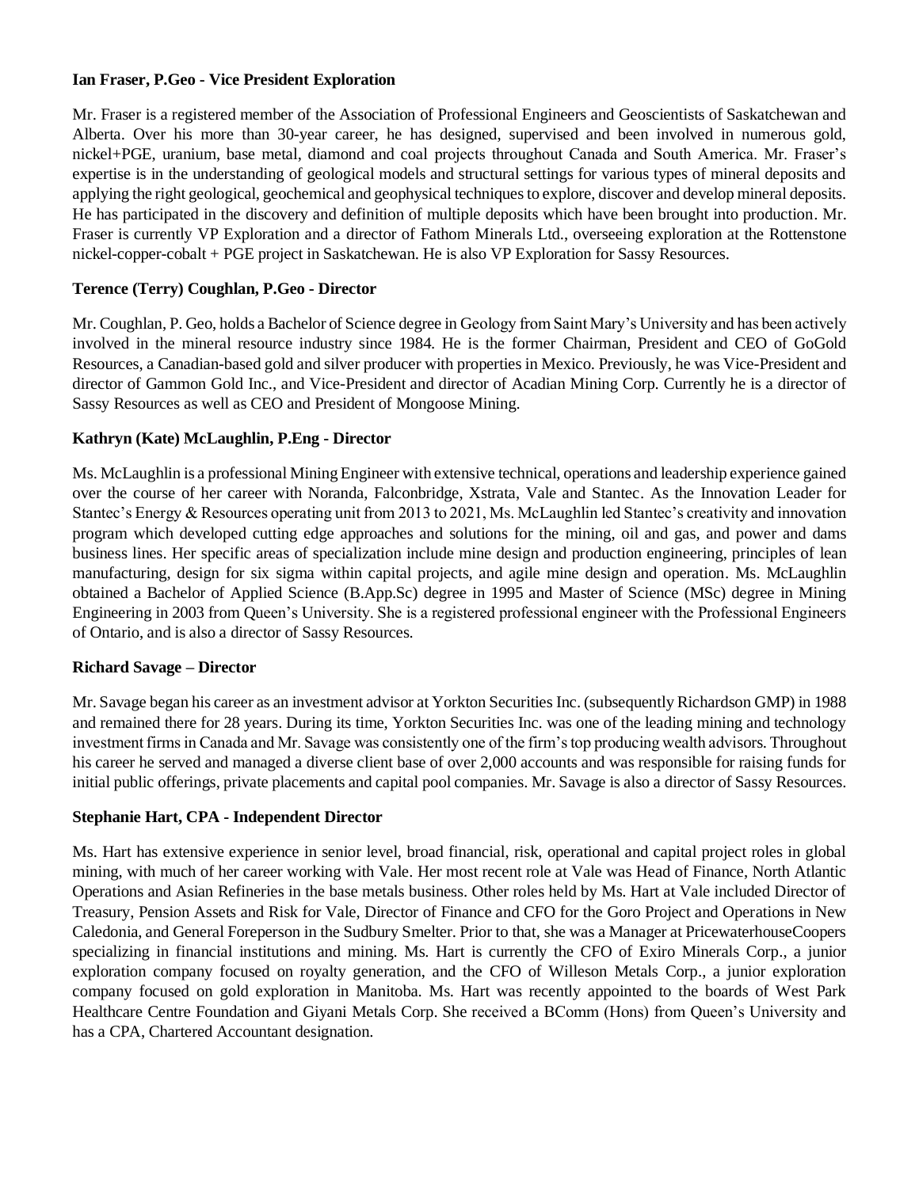**Ian Fraser, P.Geo - Vice President Exploration**

Mr. Fraser is a registered member of the Association of Professional Engineers and Geoscientists of Saskatchewan and Alberta. Over his more than 30-year career, he has designed, supervised and been involved in numerous gold, nickel+PGE, uranium, base metal, diamond and coal projects throughout Canada and South America. Mr. Fraser's expertise is in the understanding of geological models and structural settings for various types of mineral deposits and applying the right geological, geochemical and geophysical techniques to explore, discover and develop mineral deposits. He has participated in the discovery and definition of multiple deposits which have been brought into production. Mr. Fraser is currently VP Exploration and a director of Fathom Minerals Ltd., overseeing exploration at the Rottenstone nickel-copper-cobalt + PGE project in Saskatchewan. He is also VP Exploration for Sassy Resources.

**Terence (Terry) Coughlan, P.Geo - Director**

Mr. Coughlan, P. Geo, holds a Bachelor of Science degree in Geology from Saint Mary's University and has been actively involved in the mineral resource industry since 1984. He is the former Chairman, President and CEO of GoGold Resources, a Canadian-based gold and silver producer with properties in Mexico. Previously, he was Vice-President and director of Gammon Gold Inc., and Vice-President and director of Acadian Mining Corp. Currently he is a director of Sassy Resources as well as CEO and President of Mongoose Mining.

**Kathryn (Kate) McLaughlin, P.Eng - Director**

Ms. McLaughlin is a professional Mining Engineer with extensive technical, operations and leadership experience gained over the course of her career with Noranda, Falconbridge, Xstrata, Vale and Stantec. As the Innovation Leader for Stantec's Energy & Resources operating unit from 2013 to 2021, Ms. McLaughlin led Stantec's creativity and innovation program which developed cutting edge approaches and solutions for the mining, oil and gas, and power and dams business lines. Her specific areas of specialization include mine design and production engineering, principles of lean manufacturing, design for six sigma within capital projects, and agile mine design and operation. Ms. McLaughlin obtained a Bachelor of Applied Science (B.App.Sc) degree in 1995 and Master of Science (MSc) degree in Mining Engineering in 2003 from Queen's University. She is a registered professional engineer with the Professional Engineers of Ontario, and is also a director of Sassy Resources.

**Richard Savage – Director**

Mr. Savage began his career as an investment advisor at Yorkton Securities Inc. (subsequently Richardson GMP) in 1988 and remained there for 28 years. During its time, Yorkton Securities Inc. was one of the leading mining and technology investment firms in Canada and Mr. Savage was consistently one of the firm's top producing wealth advisors. Throughout his career he served and managed a diverse client base of over 2,000 accounts and was responsible for raising funds for initial public offerings, private placements and capital pool companies. Mr. Savage is also a director of Sassy Resources.

**Stephanie Hart, CPA - Independent Director**

Ms. Hart has extensive experience in senior level, broad financial, risk, operational and capital project roles in global mining, with much of her career working with Vale. Her most recent role at Vale was Head of Finance, North Atlantic Operations and Asian Refineries in the base metals business. Other roles held by Ms. Hart at Vale included Director of Treasury, Pension Assets and Risk for Vale, Director of Finance and CFO for the Goro Project and Operations in New Caledonia, and General Foreperson in the Sudbury Smelter. Prior to that, she was a Manager at PricewaterhouseCoopers specializing in financial institutions and mining. Ms. Hart is currently the CFO of Exiro Minerals Corp., a junior exploration company focused on royalty generation, and the CFO of Willeson Metals Corp., a junior exploration company focused on gold exploration in Manitoba. Ms. Hart was recently appointed to the boards of West Park Healthcare Centre Foundation and Giyani Metals Corp. She received a BComm (Hons) from Queen's University and has a CPA, Chartered Accountant designation.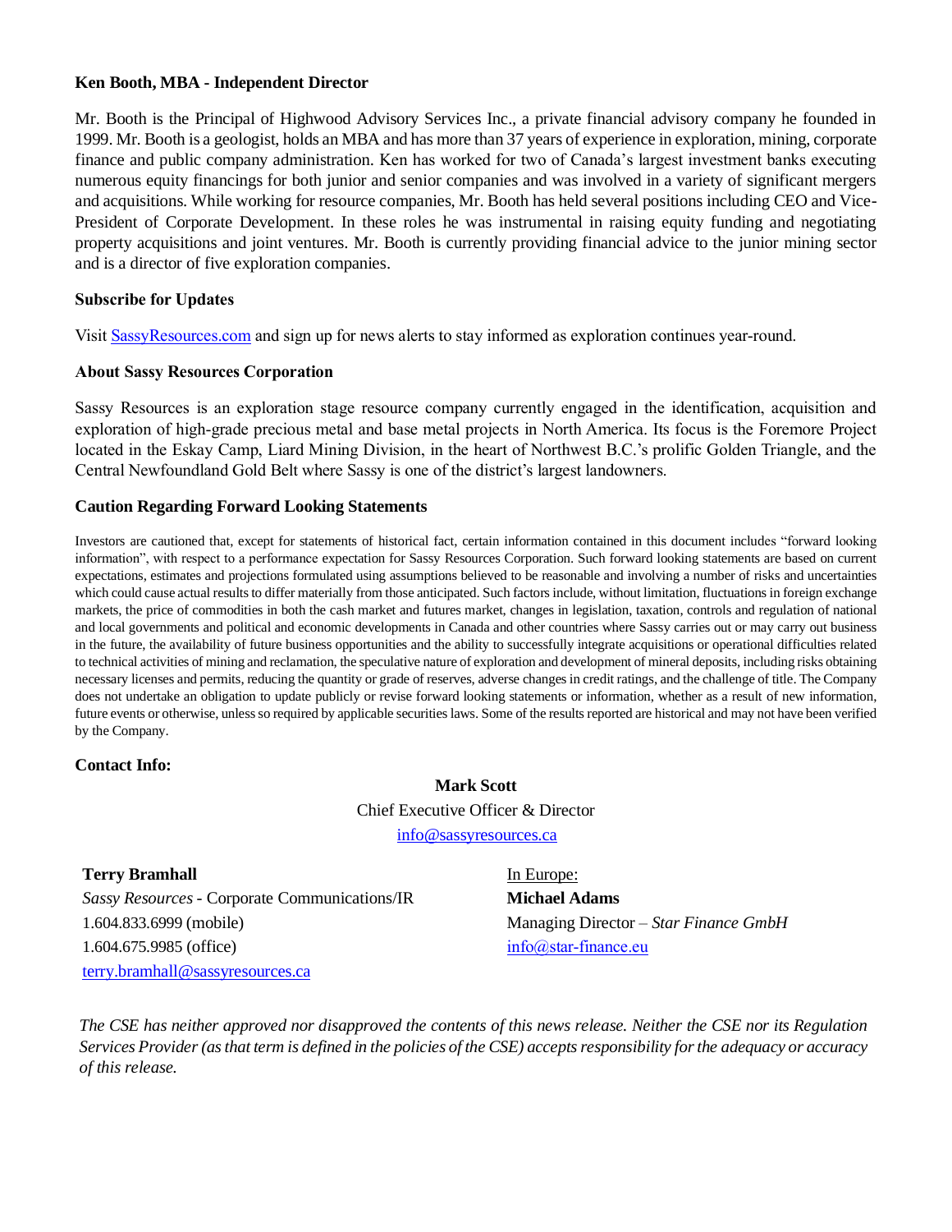**Ken Booth, MBA - Independent Director**

Mr. Booth is the Principal of Highwood Advisory Services Inc., a private financial advisory company he founded in 1999. Mr. Booth is a geologist, holds an MBA and has more than 37 years of experience in exploration, mining, corporate finance and public company administration. Ken has worked for two of Canada's largest investment banks executing numerous equity financings for both junior and senior companies and was involved in a variety of significant mergers and acquisitions. While working for resource companies, Mr. Booth has held several positions including CEO and Vice-President of Corporate Development. In these roles he was instrumental in raising equity funding and negotiating property acquisitions and joint ventures. Mr. Booth is currently providing financial advice to the junior mining sector and is a director of five exploration companies.

**Subscribe for Updates**

Visit [SassyResources.com](http://SassyResources.com) and sign up for news alerts to stay informed as exploration continues year-round.

**About Sassy Resources Corporation**

Sassy Resources is an exploration stage resource company currently engaged in the identification, acquisition and exploration of high-grade precious metal and base metal projects in North America. Its focus is the Foremore Project located in the Eskay Camp, Liard Mining Division, in the heart of Northwest B.C.'s prolific Golden Triangle, and the Central Newfoundland Gold Belt where Sassy is one of the district's largest landowners.

**Caution Regarding Forward Looking Statements**

Investors are cautioned that, except for statements of historical fact, certain information contained in this document includes "forward looking information", with respect to a performance expectation for Sassy Resources Corporation. Such forward looking statements are based on current expectations, estimates and projections formulated using assumptions believed to be reasonable and involving a number of risks and uncertainties which could cause actual results to differ materially from those anticipated. Such factors include, without limitation, fluctuations in foreign exchange markets, the price of commodities in both the cash market and futures market, changes in legislation, taxation, controls and regulation of national and local governments and political and economic developments in Canada and other countries where Sassy carries out or may carry out business in the future, the availability of future business opportunities and the ability to successfully integrate acquisitions or operational difficulties related to technical activities of mining and reclamation, the speculative nature of exploration and development of mineral deposits, including risks obtaining necessary licenses and permits, reducing the quantity or grade of reserves, adverse changes in credit ratings, and the challenge of title. The Company does not undertake an obligation to update publicly or revise forward looking statements or information, whether as a result of new information, future events or otherwise, unless so required by applicable securities laws. Some of the results reported are historical and may not have been verified by the Company.

**Contact Info:**

**Mark Scott**
Chief Executive Officer & Director
[info@sassyresources.ca](mailto:info@sassyresources.ca)

**Terry Bramhall**
*Sassy Resources* - Corporate Communications/IR
1.604.833.6999 (mobile)
1.604.675.9985 (office)
[terry.bramhall@sassyresources.ca](mailto:terry.bramhall@sassyresources.ca)

In Europe:
**Michael Adams**
Managing Director – *Star Finance GmbH*
[info@star-finance.eu](mailto:info@star-finance.eu)

*The CSE has neither approved nor disapproved the contents of this news release. Neither the CSE nor its Regulation Services Provider (as that term is defined in the policies of the CSE) accepts responsibility for the adequacy or accuracy of this release.*